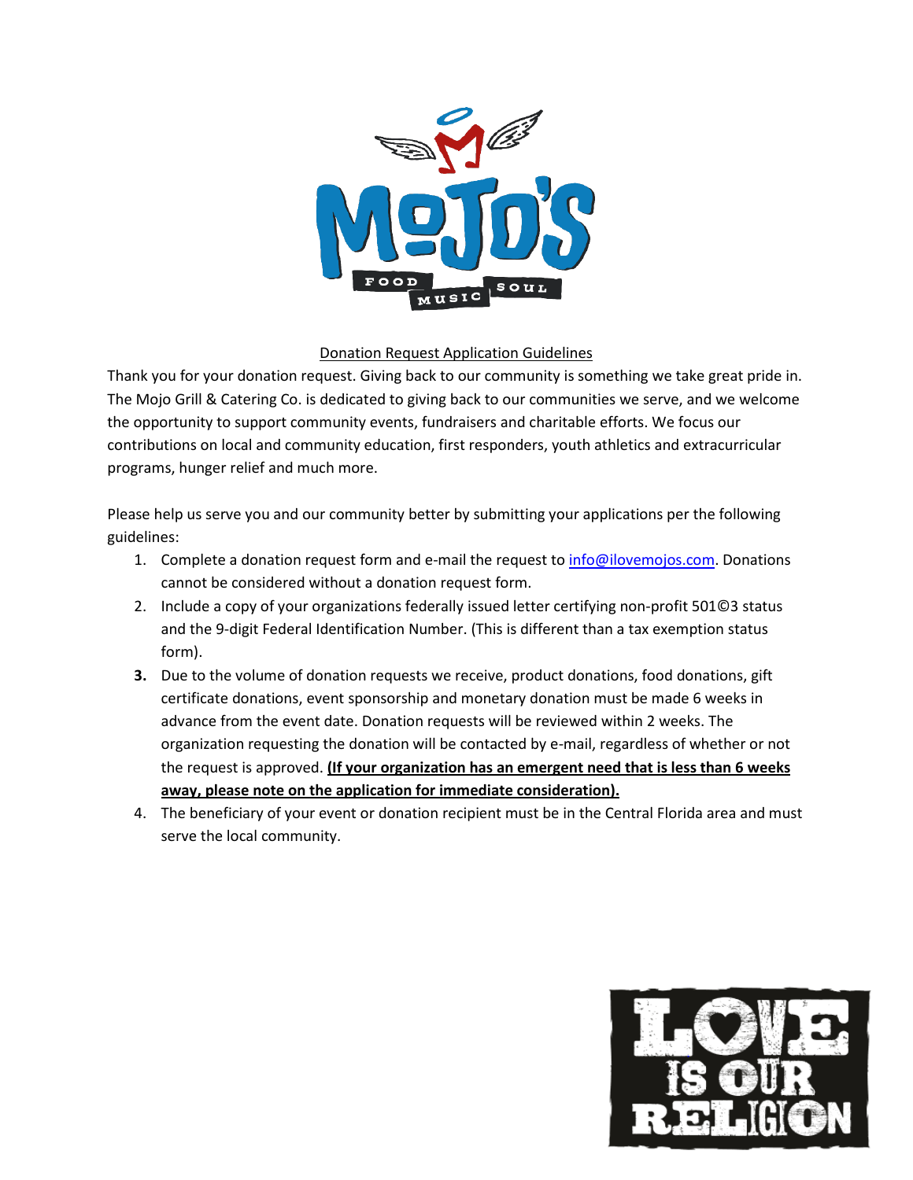Donation Request Application Guidelines

Thank you for your donation request. Giving back to our community is something we take great pride in. The Mojo Grill & Catering Co. is dedicated to giving back to our communities we serve, and we welcome the opportunity to support community events, fundraisers and charitable efforts. We focus our contributions on local and community education, first responders, youth athletics and extracurricular programs, hunger relief and much more.

Please help us serve you and our community better by submitting your applications per the following guidelines:

1. Complete a donation request form and e-mail the request to info@ilovemojos.com. Donations cannot be considered without a donation request form.
2. Include a copy of your organizations federally issued letter certifying non-profit 501©3 status and the 9-digit Federal Identification Number. (This is different than a tax exemption status form).
3. Due to the volume of donation requests we receive, product donations, food donations, gift certificate donations, event sponsorship and monetary donation must be made 6 weeks in advance from the event date. Donation requests will be reviewed within 2 weeks. The organization requesting the donation will be contacted by e-mail, regardless of whether or not the request is approved. **(If your organization has an emergent need that is less than 6 weeks away, please note on the application for immediate consideration).**
4. The beneficiary of your event or donation recipient must be in the Central Florida area and must serve the local community.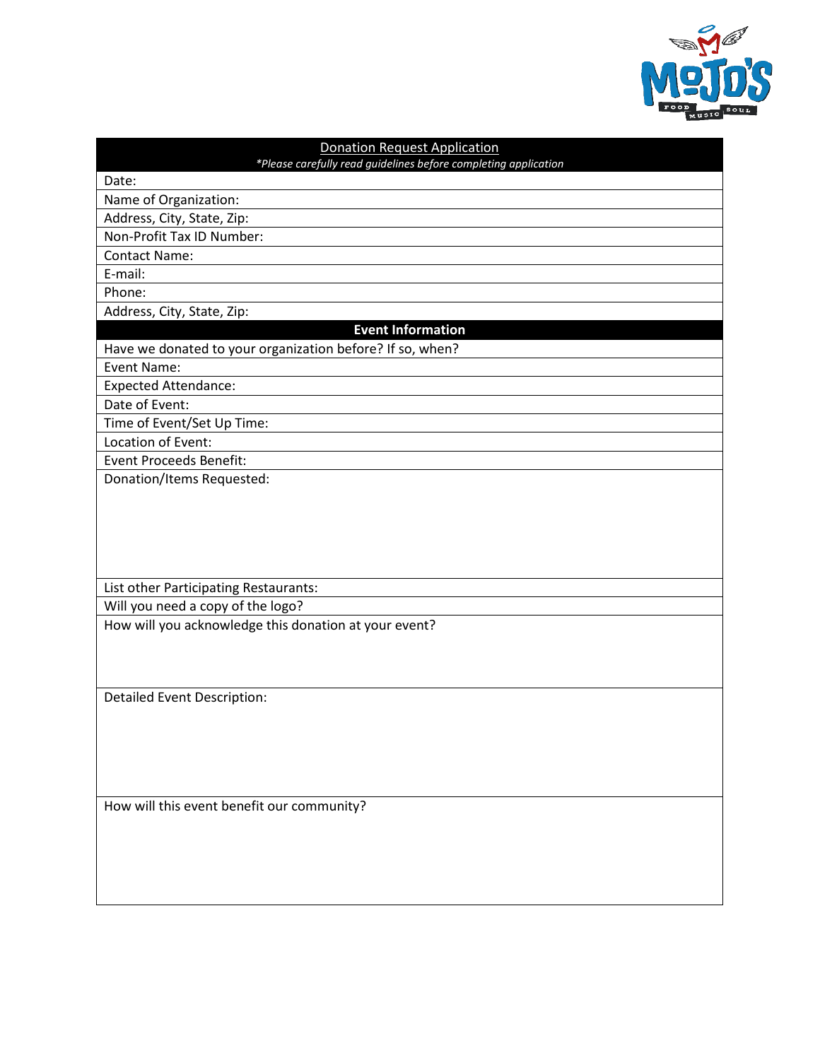MoJo's FOOD MUSIC SOUL

| Donation Request Application<br>*\*Please carefully read guidelines before completing application* |
|---|
| Date: |
| Name of Organization: |
| Address, City, State, Zip: |
| Non-Profit Tax ID Number: |
| Contact Name: |
| E-mail: |
| Phone: |
| Address, City, State, Zip: |
| **Event Information** |
| Have we donated to your organization before? If so, when? |
| Event Name: |
| Expected Attendance: |
| Date of Event: |
| Time of Event/Set Up Time: |
| Location of Event: |
| Event Proceeds Benefit: |
| Donation/Items Requested: |
| List other Participating Restaurants: |
| Will you need a copy of the logo? |
| How will you acknowledge this donation at your event? |
| Detailed Event Description: |
| How will this event benefit our community? |